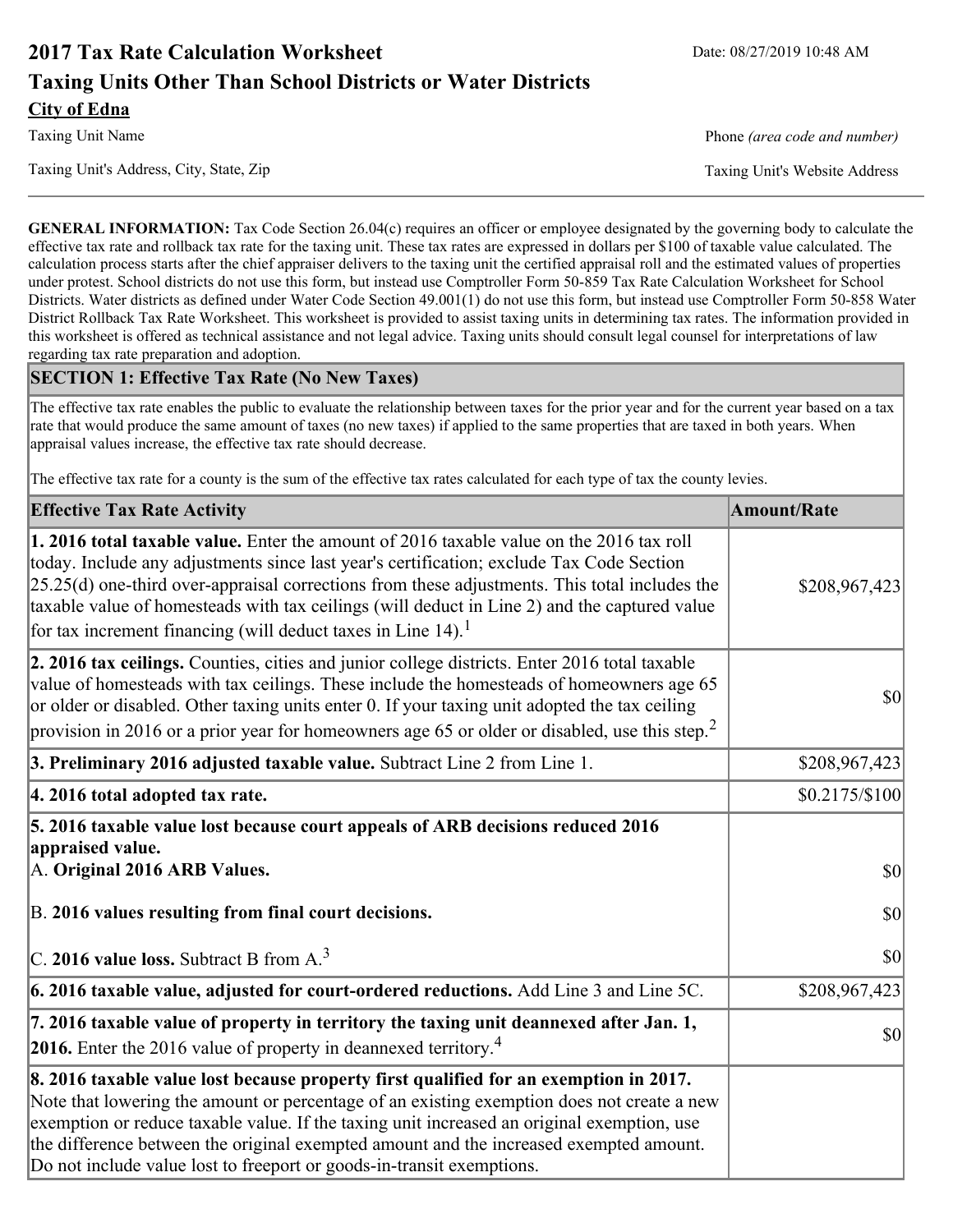# 2017 Tax Rate Calculation Worksheet

Date: 08/27/2019 10:48 AM

## Taxing Units Other Than School Districts or Water Districts

**City of Edna**

Taxing Unit Name

Phone *(area code and number)*

Taxing Unit's Address, City, State, Zip

Taxing Unit's Website Address

---

**GENERAL INFORMATION:** Tax Code Section 26.04(c) requires an officer or employee designated by the governing body to calculate the effective tax rate and rollback tax rate for the taxing unit. These tax rates are expressed in dollars per $100 of taxable value calculated. The calculation process starts after the chief appraiser delivers to the taxing unit the certified appraisal roll and the estimated values of properties under protest. School districts do not use this form, but instead use Comptroller Form 50-859 Tax Rate Calculation Worksheet for School Districts. Water districts as defined under Water Code Section 49.001(1) do not use this form, but instead use Comptroller Form 50-858 Water District Rollback Tax Rate Worksheet. This worksheet is provided to assist taxing units in determining tax rates. The information provided in this worksheet is offered as technical assistance and not legal advice. Taxing units should consult legal counsel for interpretations of law regarding tax rate preparation and adoption.

### SECTION 1: Effective Tax Rate (No New Taxes)

The effective tax rate enables the public to evaluate the relationship between taxes for the prior year and for the current year based on a tax rate that would produce the same amount of taxes (no new taxes) if applied to the same properties that are taxed in both years. When appraisal values increase, the effective tax rate should decrease.

The effective tax rate for a county is the sum of the effective tax rates calculated for each type of tax the county levies.

| Effective Tax Rate Activity | Amount/Rate |
|---|---|
| **1. 2016 total taxable value.** Enter the amount of 2016 taxable value on the 2016 tax roll today. Include any adjustments since last year's certification; exclude Tax Code Section 25.25(d) one-third over-appraisal corrections from these adjustments. This total includes the taxable value of homesteads with tax ceilings (will deduct in Line 2) and the captured value for tax increment financing (will deduct taxes in Line 14).[1] | $208,967,423 |
| **2. 2016 tax ceilings.** Counties, cities and junior college districts. Enter 2016 total taxable value of homesteads with tax ceilings. These include the homesteads of homeowners age 65 or older or disabled. Other taxing units enter 0. If your taxing unit adopted the tax ceiling provision in 2016 or a prior year for homeowners age 65 or older or disabled, use this step.[2] | $0 |
| **3. Preliminary 2016 adjusted taxable value.** Subtract Line 2 from Line 1. | $208,967,423 |
| **4. 2016 total adopted tax rate.** | $0.2175/$100 |
| **5. 2016 taxable value lost because court appeals of ARB decisions reduced 2016 appraised value.** | |
| A. **Original 2016 ARB Values.** | $0 |
| B. **2016 values resulting from final court decisions.** | $0 |
| C. **2016 value loss.** Subtract B from A.[3] | $0 |
| **6. 2016 taxable value, adjusted for court-ordered reductions.** Add Line 3 and Line 5C. | $208,967,423 |
| **7. 2016 taxable value of property in territory the taxing unit deannexed after Jan. 1, 2016.** Enter the 2016 value of property in deannexed territory.[4] | $0 |
| **8. 2016 taxable value lost because property first qualified for an exemption in 2017.** Note that lowering the amount or percentage of an existing exemption does not create a new exemption or reduce taxable value. If the taxing unit increased an original exemption, use the difference between the original exempted amount and the increased exempted amount. Do not include value lost to freeport or goods-in-transit exemptions. | |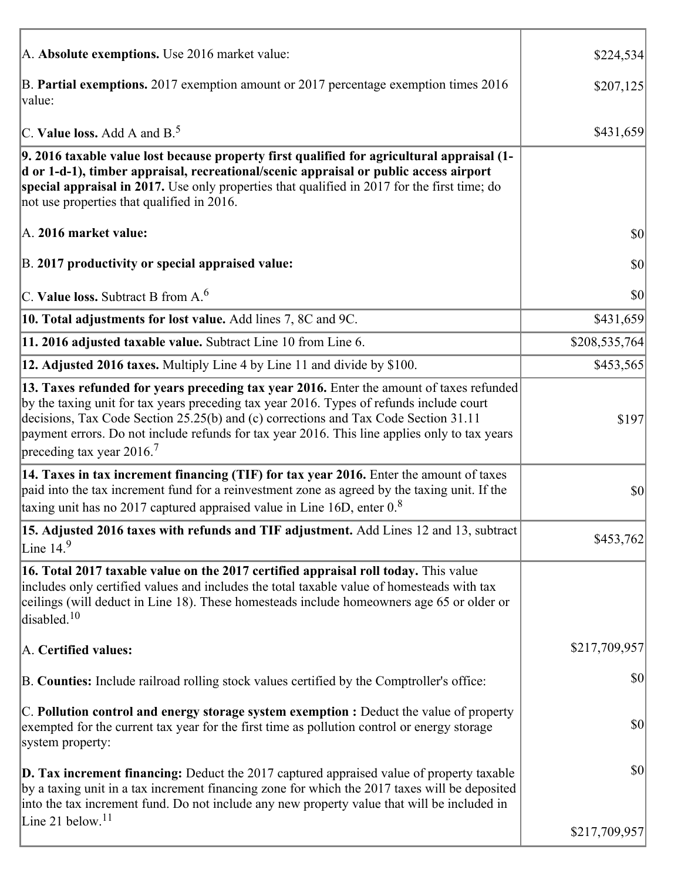| | |
|---|---|
| A. **Absolute exemptions.** Use 2016 market value: | $224,534 |
| B. **Partial exemptions.** 2017 exemption amount or 2017 percentage exemption times 2016 value: | $207,125 |
| C. **Value loss.** Add A and B.[5] | $431,659 |
| **9. 2016 taxable value lost because property first qualified for agricultural appraisal (1-d or 1-d-1), timber appraisal, recreational/scenic appraisal or public access airport special appraisal in 2017.** Use only properties that qualified in 2017 for the first time; do not use properties that qualified in 2016. | |
| A. **2016 market value:** | $0 |
| B. **2017 productivity or special appraised value:** | $0 |
| C. **Value loss.** Subtract B from A.[6] | $0 |
| **10. Total adjustments for lost value.** Add lines 7, 8C and 9C. | $431,659 |
| **11. 2016 adjusted taxable value.** Subtract Line 10 from Line 6. | $208,535,764 |
| **12. Adjusted 2016 taxes.** Multiply Line 4 by Line 11 and divide by $100. | $453,565 |
| **13. Taxes refunded for years preceding tax year 2016.** Enter the amount of taxes refunded by the taxing unit for tax years preceding tax year 2016. Types of refunds include court decisions, Tax Code Section 25.25(b) and (c) corrections and Tax Code Section 31.11 payment errors. Do not include refunds for tax year 2016. This line applies only to tax years preceding tax year 2016.[7] | $197 |
| **14. Taxes in tax increment financing (TIF) for tax year 2016.** Enter the amount of taxes paid into the tax increment fund for a reinvestment zone as agreed by the taxing unit. If the taxing unit has no 2017 captured appraised value in Line 16D, enter 0.[8] | $0 |
| **15. Adjusted 2016 taxes with refunds and TIF adjustment.** Add Lines 12 and 13, subtract Line 14.[9] | $453,762 |
| **16. Total 2017 taxable value on the 2017 certified appraisal roll today.** This value includes only certified values and includes the total taxable value of homesteads with tax ceilings (will deduct in Line 18). These homesteads include homeowners age 65 or older or disabled.[10] | |
| A. **Certified values:** | $217,709,957 |
| B. **Counties:** Include railroad rolling stock values certified by the Comptroller's office: | $0 |
| C. **Pollution control and energy storage system exemption :** Deduct the value of property exempted for the current tax year for the first time as pollution control or energy storage system property: | $0 |
| **D. Tax increment financing:** Deduct the 2017 captured appraised value of property taxable by a taxing unit in a tax increment financing zone for which the 2017 taxes will be deposited into the tax increment fund. Do not include any new property value that will be included in Line 21 below.[11] | $0<br>$217,709,957 |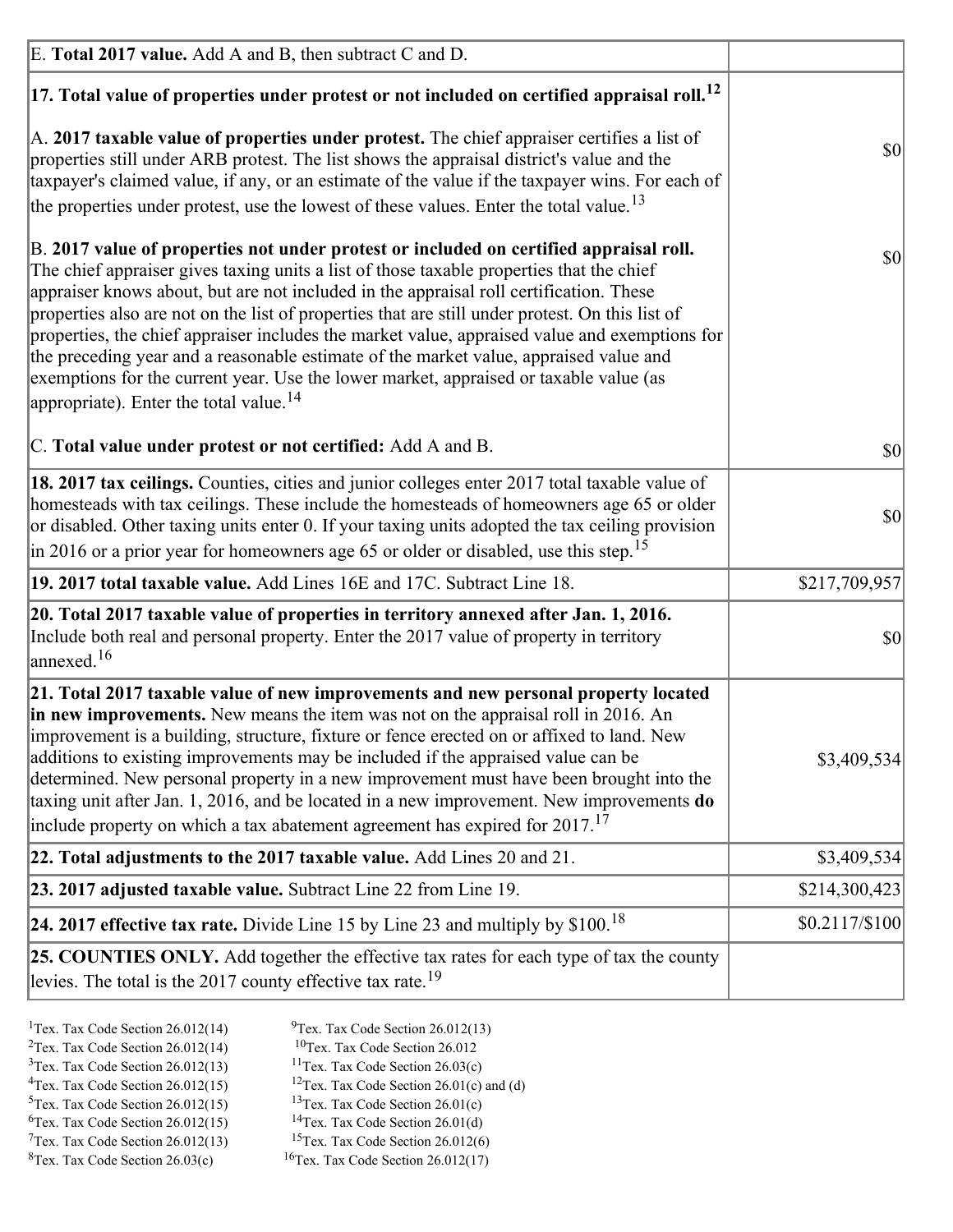| | |
|---|---|
| E. **Total 2017 value.** Add A and B, then subtract C and D. | |
| **17. Total value of properties under protest or not included on certified appraisal roll.**[12] | |
| A. **2017 taxable value of properties under protest.** The chief appraiser certifies a list of properties still under ARB protest. The list shows the appraisal district's value and the taxpayer's claimed value, if any, or an estimate of the value if the taxpayer wins. For each of the properties under protest, use the lowest of these values. Enter the total value.[13] | $0 |
| B. **2017 value of properties not under protest or included on certified appraisal roll.** The chief appraiser gives taxing units a list of those taxable properties that the chief appraiser knows about, but are not included in the appraisal roll certification. These properties also are not on the list of properties that are still under protest. On this list of properties, the chief appraiser includes the market value, appraised value and exemptions for the preceding year and a reasonable estimate of the market value, appraised value and exemptions for the current year. Use the lower market, appraised or taxable value (as appropriate). Enter the total value.[14] | $0 |
| C. **Total value under protest or not certified:** Add A and B. | $0 |
| **18. 2017 tax ceilings.** Counties, cities and junior colleges enter 2017 total taxable value of homesteads with tax ceilings. These include the homesteads of homeowners age 65 or older or disabled. Other taxing units enter 0. If your taxing units adopted the tax ceiling provision in 2016 or a prior year for homeowners age 65 or older or disabled, use this step.[15] | $0 |
| **19. 2017 total taxable value.** Add Lines 16E and 17C. Subtract Line 18. | $217,709,957 |
| **20. Total 2017 taxable value of properties in territory annexed after Jan. 1, 2016.** Include both real and personal property. Enter the 2017 value of property in territory annexed.[16] | $0 |
| **21. Total 2017 taxable value of new improvements and new personal property located in new improvements.** New means the item was not on the appraisal roll in 2016. An improvement is a building, structure, fixture or fence erected on or affixed to land. New additions to existing improvements may be included if the appraised value can be determined. New personal property in a new improvement must have been brought into the taxing unit after Jan. 1, 2016, and be located in a new improvement. New improvements **do** include property on which a tax abatement agreement has expired for 2017.[17] | $3,409,534 |
| **22. Total adjustments to the 2017 taxable value.** Add Lines 20 and 21. | $3,409,534 |
| **23. 2017 adjusted taxable value.** Subtract Line 22 from Line 19. | $214,300,423 |
| **24. 2017 effective tax rate.** Divide Line 15 by Line 23 and multiply by $100.[18] | $0.2117/$100 |
| **25. COUNTIES ONLY.** Add together the effective tax rates for each type of tax the county levies. The total is the 2017 county effective tax rate.[19] | |

[1]Tex. Tax Code Section 26.012(14)
[2]Tex. Tax Code Section 26.012(14)
[3]Tex. Tax Code Section 26.012(13)
[4]Tex. Tax Code Section 26.012(15)
[5]Tex. Tax Code Section 26.012(15)
[6]Tex. Tax Code Section 26.012(15)
[7]Tex. Tax Code Section 26.012(13)
[8]Tex. Tax Code Section 26.03(c)
[9]Tex. Tax Code Section 26.012(13)
[10]Tex. Tax Code Section 26.012
[11]Tex. Tax Code Section 26.03(c)
[12]Tex. Tax Code Section 26.01(c) and (d)
[13]Tex. Tax Code Section 26.01(c)
[14]Tex. Tax Code Section 26.01(d)
[15]Tex. Tax Code Section 26.012(6)
[16]Tex. Tax Code Section 26.012(17)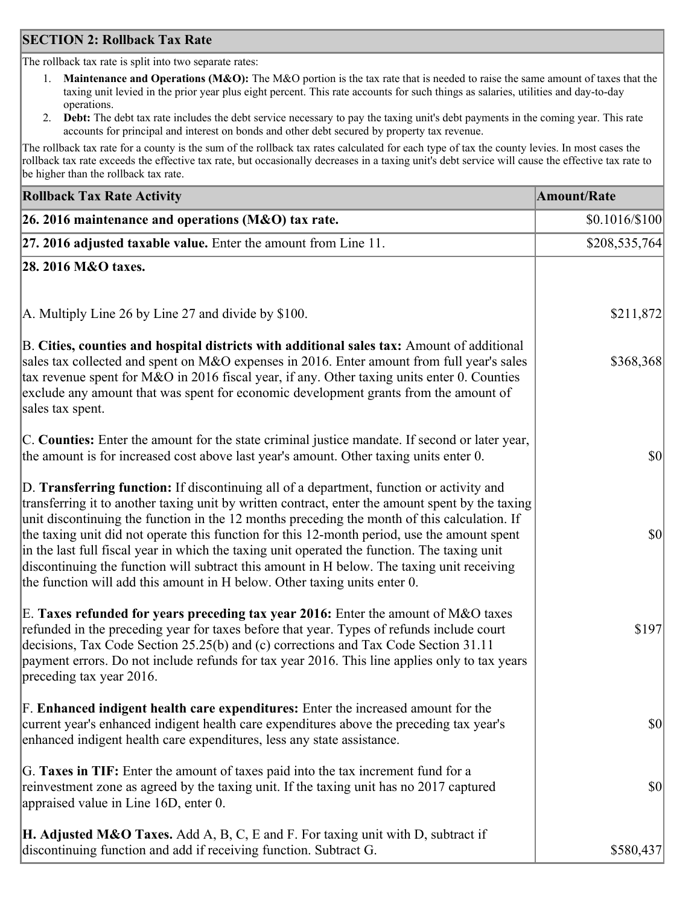## SECTION 2: Rollback Tax Rate

The rollback tax rate is split into two separate rates:

1. **Maintenance and Operations (M&O):** The M&O portion is the tax rate that is needed to raise the same amount of taxes that the taxing unit levied in the prior year plus eight percent. This rate accounts for such things as salaries, utilities and day-to-day operations.
2. **Debt:** The debt tax rate includes the debt service necessary to pay the taxing unit's debt payments in the coming year. This rate accounts for principal and interest on bonds and other debt secured by property tax revenue.

The rollback tax rate for a county is the sum of the rollback tax rates calculated for each type of tax the county levies. In most cases the rollback tax rate exceeds the effective tax rate, but occasionally decreases in a taxing unit's debt service will cause the effective tax rate to be higher than the rollback tax rate.

| Rollback Tax Rate Activity | Amount/Rate |
|---|---|
| **26. 2016 maintenance and operations (M&O) tax rate.** | $0.1016/$100 |
| **27. 2016 adjusted taxable value.** Enter the amount from Line 11. | $208,535,764 |
| **28. 2016 M&O taxes.** | |
| A. Multiply Line 26 by Line 27 and divide by $100. | $211,872 |
| B. **Cities, counties and hospital districts with additional sales tax:** Amount of additional sales tax collected and spent on M&O expenses in 2016. Enter amount from full year's sales tax revenue spent for M&O in 2016 fiscal year, if any. Other taxing units enter 0. Counties exclude any amount that was spent for economic development grants from the amount of sales tax spent. | $368,368 |
| C. **Counties:** Enter the amount for the state criminal justice mandate. If second or later year, the amount is for increased cost above last year's amount. Other taxing units enter 0. | $0 |
| D. **Transferring function:** If discontinuing all of a department, function or activity and transferring it to another taxing unit by written contract, enter the amount spent by the taxing unit discontinuing the function in the 12 months preceding the month of this calculation. If the taxing unit did not operate this function for this 12-month period, use the amount spent in the last full fiscal year in which the taxing unit operated the function. The taxing unit discontinuing the function will subtract this amount in H below. The taxing unit receiving the function will add this amount in H below. Other taxing units enter 0. | $0 |
| E. **Taxes refunded for years preceding tax year 2016:** Enter the amount of M&O taxes refunded in the preceding year for taxes before that year. Types of refunds include court decisions, Tax Code Section 25.25(b) and (c) corrections and Tax Code Section 31.11 payment errors. Do not include refunds for tax year 2016. This line applies only to tax years preceding tax year 2016. | $197 |
| F. **Enhanced indigent health care expenditures:** Enter the increased amount for the current year's enhanced indigent health care expenditures above the preceding tax year's enhanced indigent health care expenditures, less any state assistance. | $0 |
| G. **Taxes in TIF:** Enter the amount of taxes paid into the tax increment fund for a reinvestment zone as agreed by the taxing unit. If the taxing unit has no 2017 captured appraised value in Line 16D, enter 0. | $0 |
| **H. Adjusted M&O Taxes.** Add A, B, C, E and F. For taxing unit with D, subtract if discontinuing function and add if receiving function. Subtract G. | $580,437 |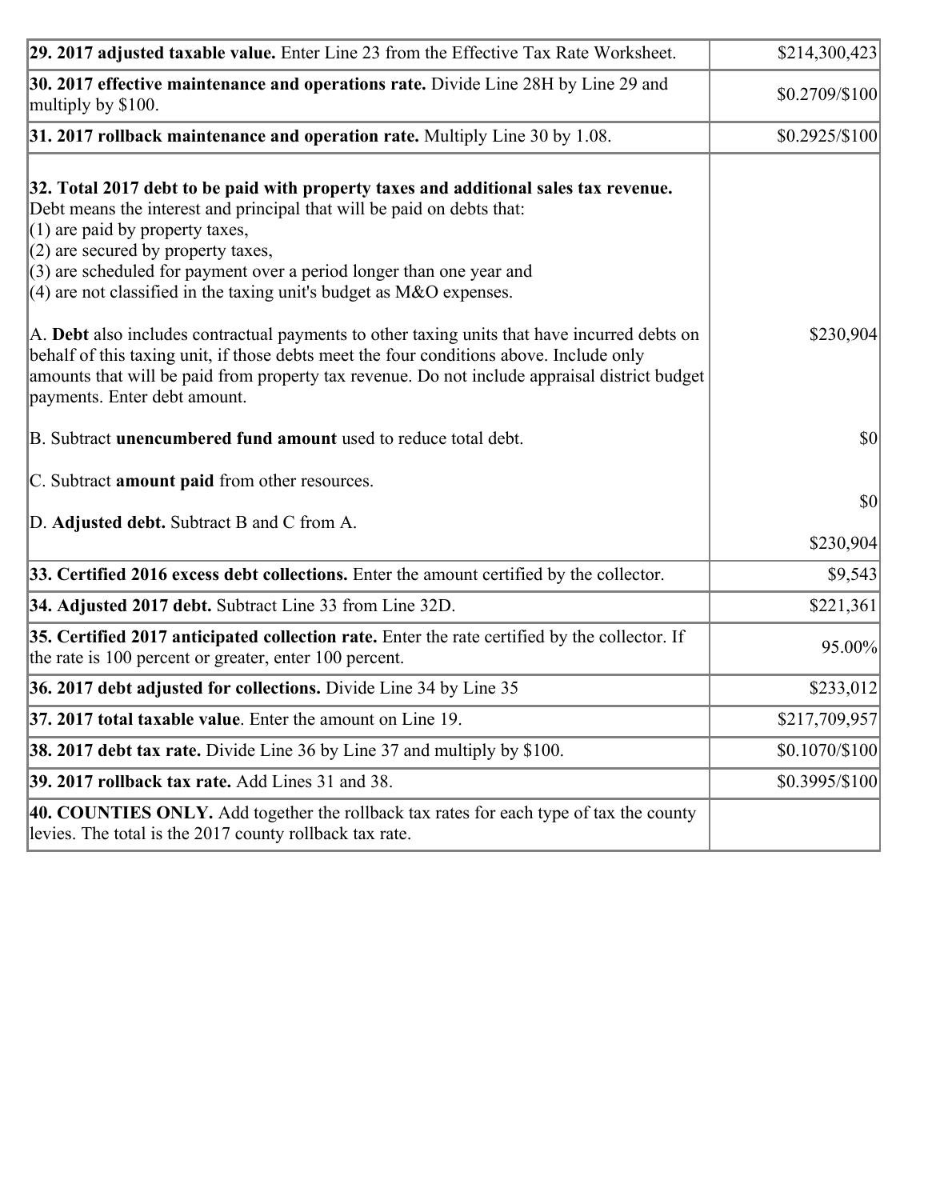| | |
|---|---|
| **29. 2017 adjusted taxable value.** Enter Line 23 from the Effective Tax Rate Worksheet. | $214,300,423 |
| **30. 2017 effective maintenance and operations rate.** Divide Line 28H by Line 29 and multiply by $100. | $0.2709/$100 |
| **31. 2017 rollback maintenance and operation rate.** Multiply Line 30 by 1.08. | $0.2925/$100 |
| **32. Total 2017 debt to be paid with property taxes and additional sales tax revenue.** Debt means the interest and principal that will be paid on debts that:<br>(1) are paid by property taxes,<br>(2) are secured by property taxes,<br>(3) are scheduled for payment over a period longer than one year and<br>(4) are not classified in the taxing unit's budget as M&O expenses.<br><br>A. **Debt** also includes contractual payments to other taxing units that have incurred debts on behalf of this taxing unit, if those debts meet the four conditions above. Include only amounts that will be paid from property tax revenue. Do not include appraisal district budget payments. Enter debt amount.<br><br>B. Subtract **unencumbered fund amount** used to reduce total debt.<br><br>C. Subtract **amount paid** from other resources.<br><br>D. **Adjusted debt.** Subtract B and C from A. | <br><br><br><br><br><br><br>$230,904<br><br><br><br>$0<br><br>$0<br><br>$230,904 |
| **33. Certified 2016 excess debt collections.** Enter the amount certified by the collector. | $9,543 |
| **34. Adjusted 2017 debt.** Subtract Line 33 from Line 32D. | $221,361 |
| **35. Certified 2017 anticipated collection rate.** Enter the rate certified by the collector. If the rate is 100 percent or greater, enter 100 percent. | 95.00% |
| **36. 2017 debt adjusted for collections.** Divide Line 34 by Line 35 | $233,012 |
| **37. 2017 total taxable value**. Enter the amount on Line 19. | $217,709,957 |
| **38. 2017 debt tax rate.** Divide Line 36 by Line 37 and multiply by $100. | $0.1070/$100 |
| **39. 2017 rollback tax rate.** Add Lines 31 and 38. | $0.3995/$100 |
| **40. COUNTIES ONLY.** Add together the rollback tax rates for each type of tax the county levies. The total is the 2017 county rollback tax rate. | |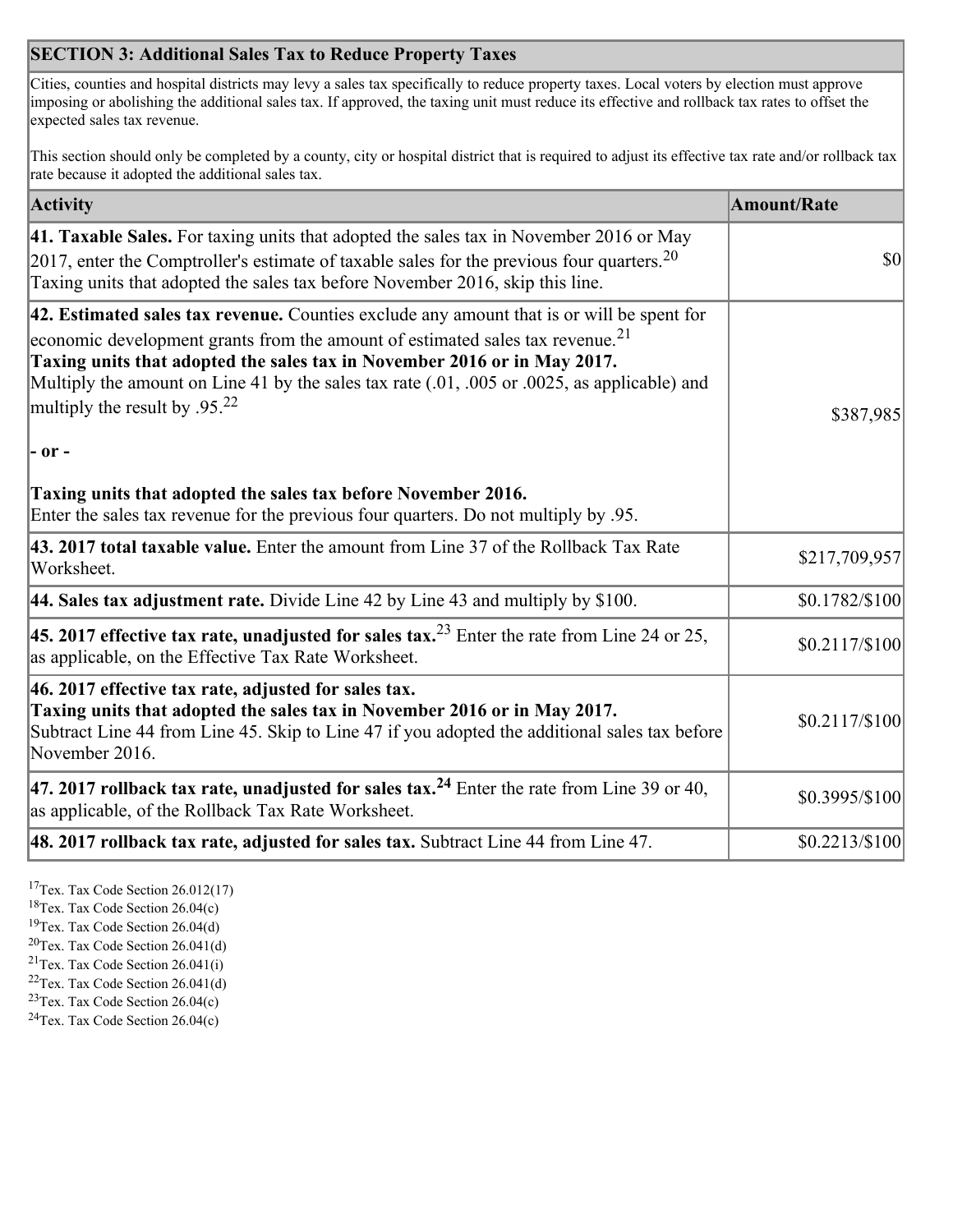## SECTION 3: Additional Sales Tax to Reduce Property Taxes

Cities, counties and hospital districts may levy a sales tax specifically to reduce property taxes. Local voters by election must approve imposing or abolishing the additional sales tax. If approved, the taxing unit must reduce its effective and rollback tax rates to offset the expected sales tax revenue.

This section should only be completed by a county, city or hospital district that is required to adjust its effective tax rate and/or rollback tax rate because it adopted the additional sales tax.

| Activity | Amount/Rate |
| --- | --- |
| **41. Taxable Sales.** For taxing units that adopted the sales tax in November 2016 or May 2017, enter the Comptroller's estimate of taxable sales for the previous four quarters.[20] Taxing units that adopted the sales tax before November 2016, skip this line. | $0 |
| **42. Estimated sales tax revenue.** Counties exclude any amount that is or will be spent for economic development grants from the amount of estimated sales tax revenue.[21] **Taxing units that adopted the sales tax in November 2016 or in May 2017.** Multiply the amount on Line 41 by the sales tax rate (.01, .005 or .0025, as applicable) and multiply the result by .95.[22] **- or -** **Taxing units that adopted the sales tax before November 2016.** Enter the sales tax revenue for the previous four quarters. Do not multiply by .95. | $387,985 |
| **43. 2017 total taxable value.** Enter the amount from Line 37 of the Rollback Tax Rate Worksheet. | $217,709,957 |
| **44. Sales tax adjustment rate.** Divide Line 42 by Line 43 and multiply by $100. | $0.1782/$100 |
| **45. 2017 effective tax rate, unadjusted for sales tax.**[23] Enter the rate from Line 24 or 25, as applicable, on the Effective Tax Rate Worksheet. | $0.2117/$100 |
| **46. 2017 effective tax rate, adjusted for sales tax.** **Taxing units that adopted the sales tax in November 2016 or in May 2017.** Subtract Line 44 from Line 45. Skip to Line 47 if you adopted the additional sales tax before November 2016. | $0.2117/$100 |
| **47. 2017 rollback tax rate, unadjusted for sales tax.[24]** Enter the rate from Line 39 or 40, as applicable, of the Rollback Tax Rate Worksheet. | $0.3995/$100 |
| **48. 2017 rollback tax rate, adjusted for sales tax.** Subtract Line 44 from Line 47. | $0.2213/$100 |

[17]Tex. Tax Code Section 26.012(17)
[18]Tex. Tax Code Section 26.04(c)
[19]Tex. Tax Code Section 26.04(d)
[20]Tex. Tax Code Section 26.041(d)
[21]Tex. Tax Code Section 26.041(i)
[22]Tex. Tax Code Section 26.041(d)
[23]Tex. Tax Code Section 26.04(c)
[24]Tex. Tax Code Section 26.04(c)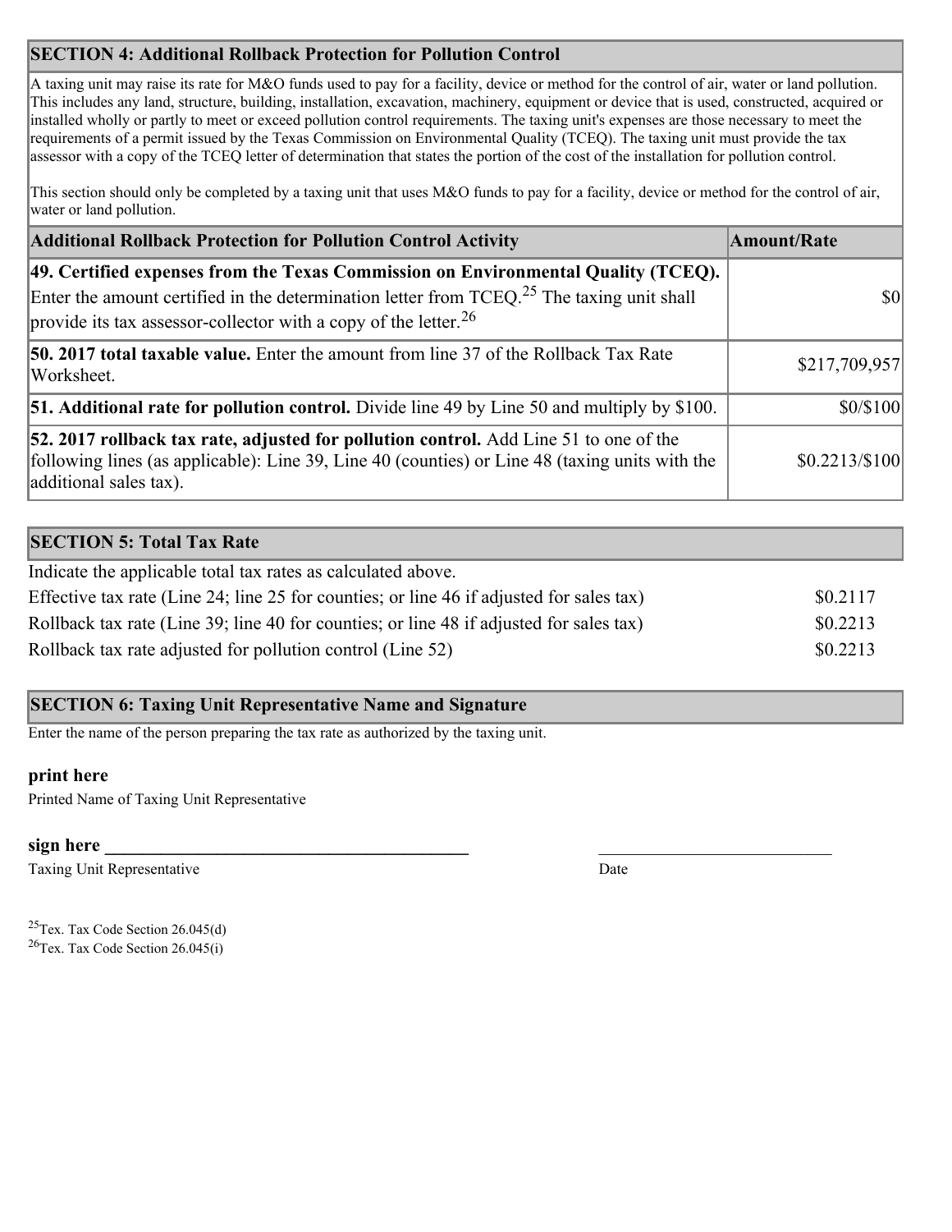## SECTION 4: Additional Rollback Protection for Pollution Control

A taxing unit may raise its rate for M&O funds used to pay for a facility, device or method for the control of air, water or land pollution. This includes any land, structure, building, installation, excavation, machinery, equipment or device that is used, constructed, acquired or installed wholly or partly to meet or exceed pollution control requirements. The taxing unit's expenses are those necessary to meet the requirements of a permit issued by the Texas Commission on Environmental Quality (TCEQ). The taxing unit must provide the tax assessor with a copy of the TCEQ letter of determination that states the portion of the cost of the installation for pollution control.

This section should only be completed by a taxing unit that uses M&O funds to pay for a facility, device or method for the control of air, water or land pollution.

| Additional Rollback Protection for Pollution Control Activity | Amount/Rate |
|---|---|
| **49. Certified expenses from the Texas Commission on Environmental Quality (TCEQ).** Enter the amount certified in the determination letter from TCEQ.[25] The taxing unit shall provide its tax assessor-collector with a copy of the letter.[26] | $0 |
| **50. 2017 total taxable value.** Enter the amount from line 37 of the Rollback Tax Rate Worksheet. | $217,709,957 |
| **51. Additional rate for pollution control.** Divide line 49 by Line 50 and multiply by $100. | $0/$100 |
| **52. 2017 rollback tax rate, adjusted for pollution control.** Add Line 51 to one of the following lines (as applicable): Line 39, Line 40 (counties) or Line 48 (taxing units with the additional sales tax). | $0.2213/$100 |

## SECTION 5: Total Tax Rate

Indicate the applicable total tax rates as calculated above.

| | |
|---|---|
| Effective tax rate (Line 24; line 25 for counties; or line 46 if adjusted for sales tax) | $0.2117 |
| Rollback tax rate (Line 39; line 40 for counties; or line 48 if adjusted for sales tax) | $0.2213 |
| Rollback tax rate adjusted for pollution control (Line 52) | $0.2213 |

## SECTION 6: Taxing Unit Representative Name and Signature

Enter the name of the person preparing the tax rate as authorized by the taxing unit.

**print here**

Printed Name of Taxing Unit Representative

**sign here** ________________________________________ ____________________________

Taxing Unit Representative Date

[25]Tex. Tax Code Section 26.045(d)
[26]Tex. Tax Code Section 26.045(i)